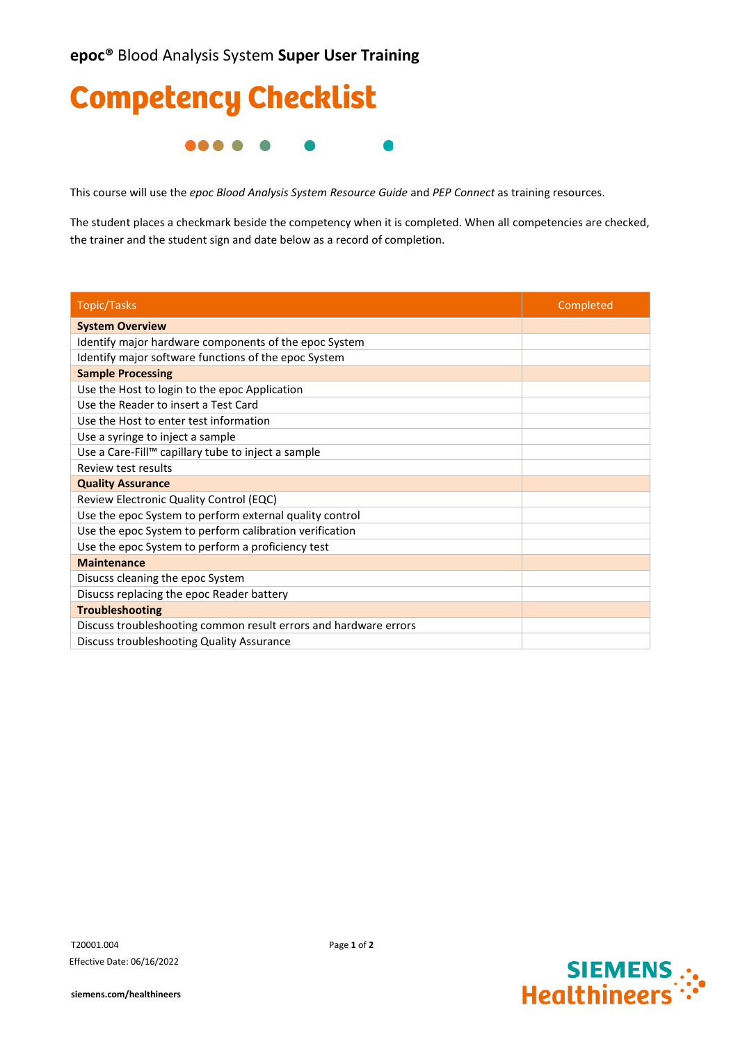**epoc®** Blood Analysis System **Super User Training**

# Competency Checklist

This course will use the *epoc Blood Analysis System Resource Guide* and *PEP Connect* as training resources.

The student places a checkmark beside the competency when it is completed. When all competencies are checked, the trainer and the student sign and date below as a record of completion.

| Topic/Tasks | Completed |
|---|---|
| **System Overview** | |
| Identify major hardware components of the epoc System | |
| Identify major software functions of the epoc System | |
| **Sample Processing** | |
| Use the Host to login to the epoc Application | |
| Use the Reader to insert a Test Card | |
| Use the Host to enter test information | |
| Use a syringe to inject a sample | |
| Use a Care-Fill™ capillary tube to inject a sample | |
| Review test results | |
| **Quality Assurance** | |
| Review Electronic Quality Control (EQC) | |
| Use the epoc System to perform external quality control | |
| Use the epoc System to perform calibration verification | |
| Use the epoc System to perform a proficiency test | |
| **Maintenance** | |
| Disucss cleaning the epoc System | |
| Disucss replacing the epoc Reader battery | |
| **Troubleshooting** | |
| Discuss troubleshooting common result errors and hardware errors | |
| Discuss troubleshooting Quality Assurance | |

T20001.004

Effective Date: 06/16/2022

siemens.com/healthineers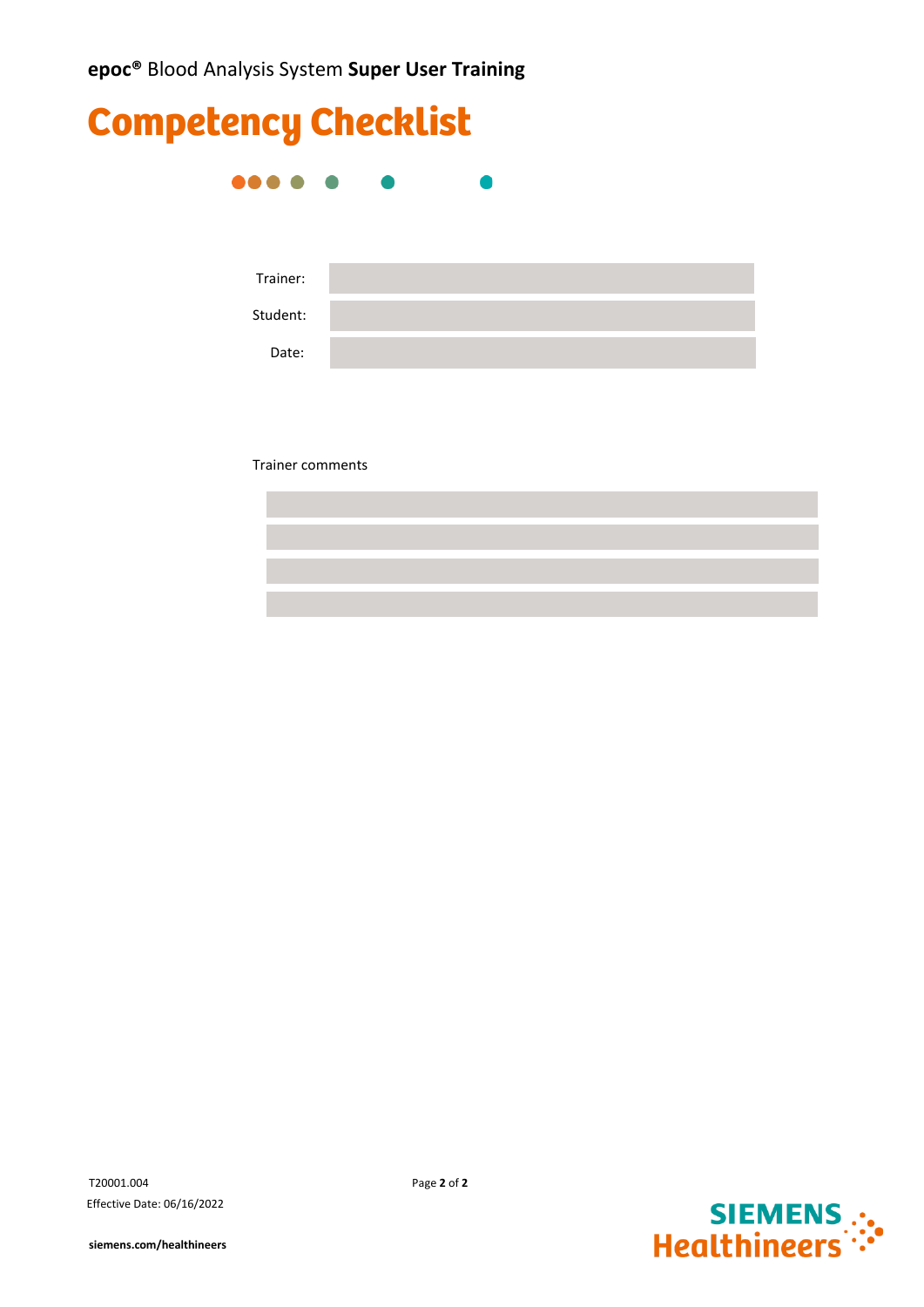**epoc®** Blood Analysis System **Super User Training**

# Competency Checklist

| | |
|---|---|
| Trainer: | |
| Student: | |
| Date: | |

Trainer comments

T20001.004

Effective Date: 06/16/2022

**siemens.com/healthineers**